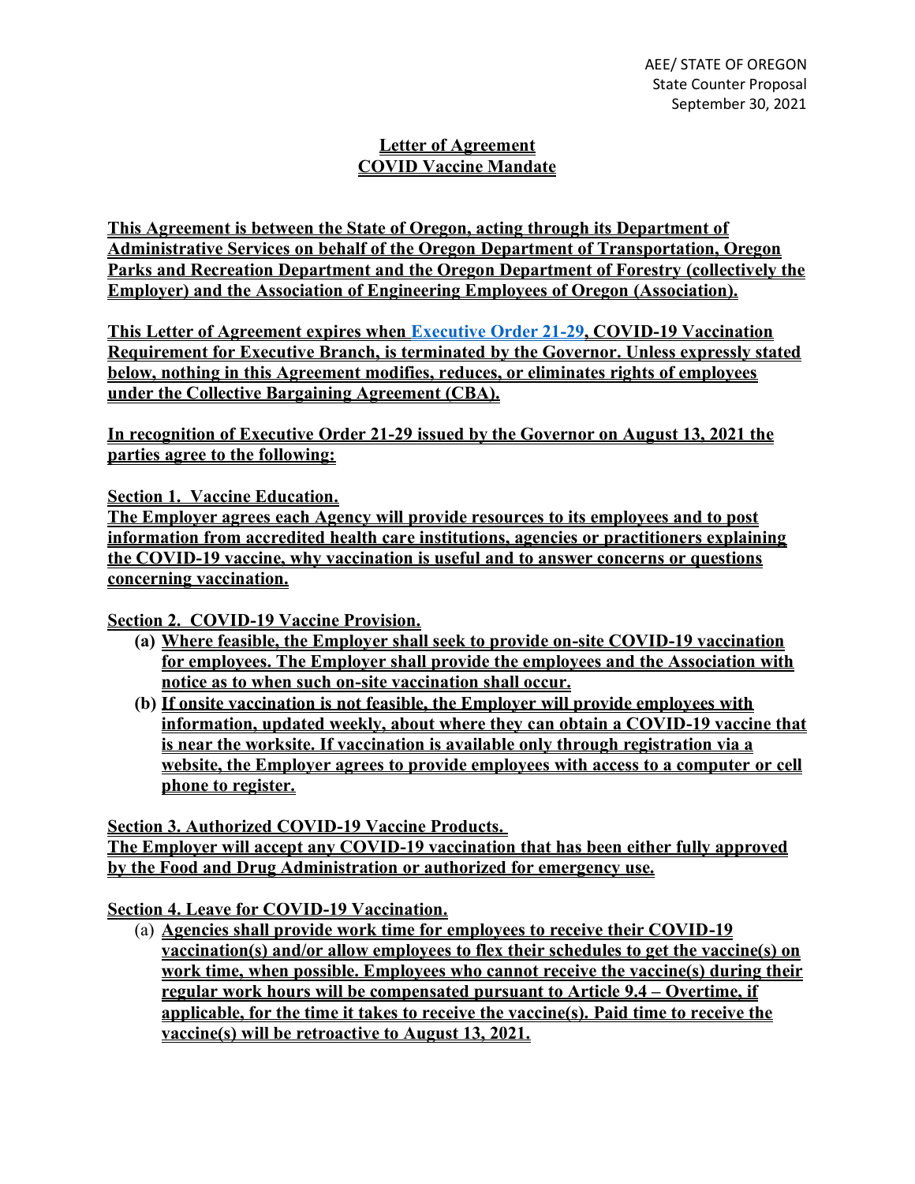AEE/ STATE OF OREGON
State Counter Proposal
September 30, 2021

# Letter of Agreement
# COVID Vaccine Mandate

**This Agreement is between the State of Oregon, acting through its Department of Administrative Services on behalf of the Oregon Department of Transportation, Oregon Parks and Recreation Department and the Oregon Department of Forestry (collectively the Employer) and the Association of Engineering Employees of Oregon (Association).**

**This Letter of Agreement expires when Executive Order 21-29, COVID-19 Vaccination Requirement for Executive Branch, is terminated by the Governor. Unless expressly stated below, nothing in this Agreement modifies, reduces, or eliminates rights of employees under the Collective Bargaining Agreement (CBA).**

**In recognition of Executive Order 21-29 issued by the Governor on August 13, 2021 the parties agree to the following:**

**Section 1. Vaccine Education.**
**The Employer agrees each Agency will provide resources to its employees and to post information from accredited health care institutions, agencies or practitioners explaining the COVID-19 vaccine, why vaccination is useful and to answer concerns or questions concerning vaccination.**

**Section 2. COVID-19 Vaccine Provision.**

- **(a) Where feasible, the Employer shall seek to provide on-site COVID-19 vaccination for employees. The Employer shall provide the employees and the Association with notice as to when such on-site vaccination shall occur.**
- **(b) If onsite vaccination is not feasible, the Employer will provide employees with information, updated weekly, about where they can obtain a COVID-19 vaccine that is near the worksite. If vaccination is available only through registration via a website, the Employer agrees to provide employees with access to a computer or cell phone to register.**

**Section 3. Authorized COVID-19 Vaccine Products.**
**The Employer will accept any COVID-19 vaccination that has been either fully approved by the Food and Drug Administration or authorized for emergency use.**

**Section 4. Leave for COVID-19 Vaccination.**

- (a) **Agencies shall provide work time for employees to receive their COVID-19 vaccination(s) and/or allow employees to flex their schedules to get the vaccine(s) on work time, when possible. Employees who cannot receive the vaccine(s) during their regular work hours will be compensated pursuant to Article 9.4 – Overtime, if applicable, for the time it takes to receive the vaccine(s). Paid time to receive the vaccine(s) will be retroactive to August 13, 2021.**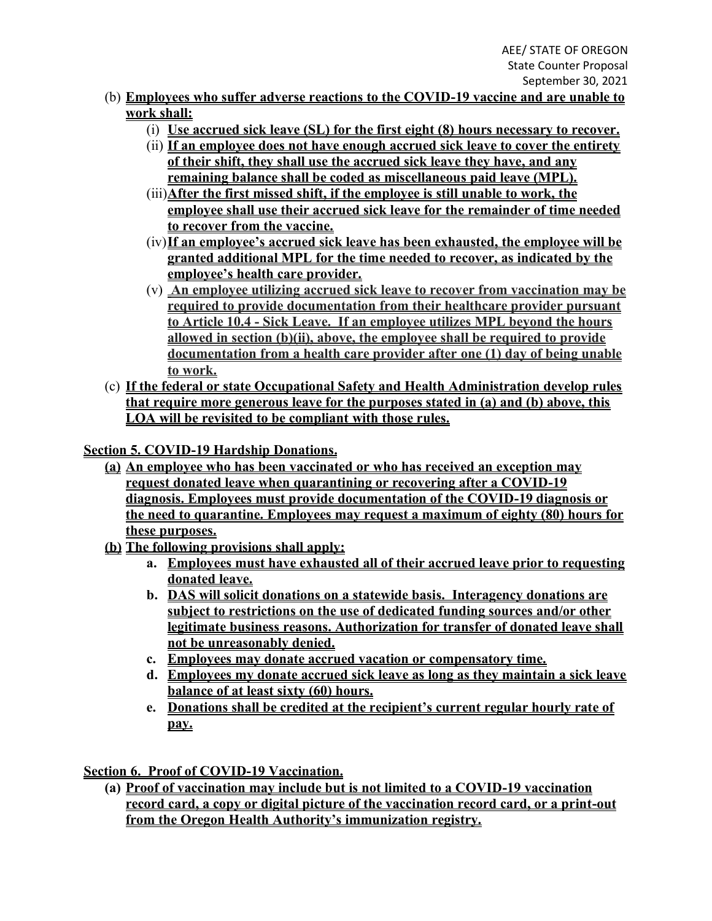(b) **Employees who suffer adverse reactions to the COVID-19 vaccine and are unable to work shall:**

   (i) **Use accrued sick leave (SL) for the first eight (8) hours necessary to recover.**

   (ii) **If an employee does not have enough accrued sick leave to cover the entirety of their shift, they shall use the accrued sick leave they have, and any remaining balance shall be coded as miscellaneous paid leave (MPL).**

   (iii) **After the first missed shift, if the employee is still unable to work, the employee shall use their accrued sick leave for the remainder of time needed to recover from the vaccine.**

   (iv) **If an employee's accrued sick leave has been exhausted, the employee will be granted additional MPL for the time needed to recover, as indicated by the employee's health care provider.**

   (v) **An employee utilizing accrued sick leave to recover from vaccination may be required to provide documentation from their healthcare provider pursuant to Article 10.4 - Sick Leave. If an employee utilizes MPL beyond the hours allowed in section (b)(ii), above, the employee shall be required to provide documentation from a health care provider after one (1) day of being unable to work.**

(c) **If the federal or state Occupational Safety and Health Administration develop rules that require more generous leave for the purposes stated in (a) and (b) above, this LOA will be revisited to be compliant with those rules.**

**Section 5. COVID-19 Hardship Donations.**

**(a) An employee who has been vaccinated or who has received an exception may request donated leave when quarantining or recovering after a COVID-19 diagnosis. Employees must provide documentation of the COVID-19 diagnosis or the need to quarantine. Employees may request a maximum of eighty (80) hours for these purposes.**

**(b) The following provisions shall apply:**

   a. **Employees must have exhausted all of their accrued leave prior to requesting donated leave.**
   b. **DAS will solicit donations on a statewide basis. Interagency donations are subject to restrictions on the use of dedicated funding sources and/or other legitimate business reasons. Authorization for transfer of donated leave shall not be unreasonably denied.**
   c. **Employees may donate accrued vacation or compensatory time.**
   d. **Employees my donate accrued sick leave as long as they maintain a sick leave balance of at least sixty (60) hours.**
   e. **Donations shall be credited at the recipient's current regular hourly rate of pay.**

**Section 6. Proof of COVID-19 Vaccination.**

**(a) Proof of vaccination may include but is not limited to a COVID-19 vaccination record card, a copy or digital picture of the vaccination record card, or a print-out from the Oregon Health Authority's immunization registry.**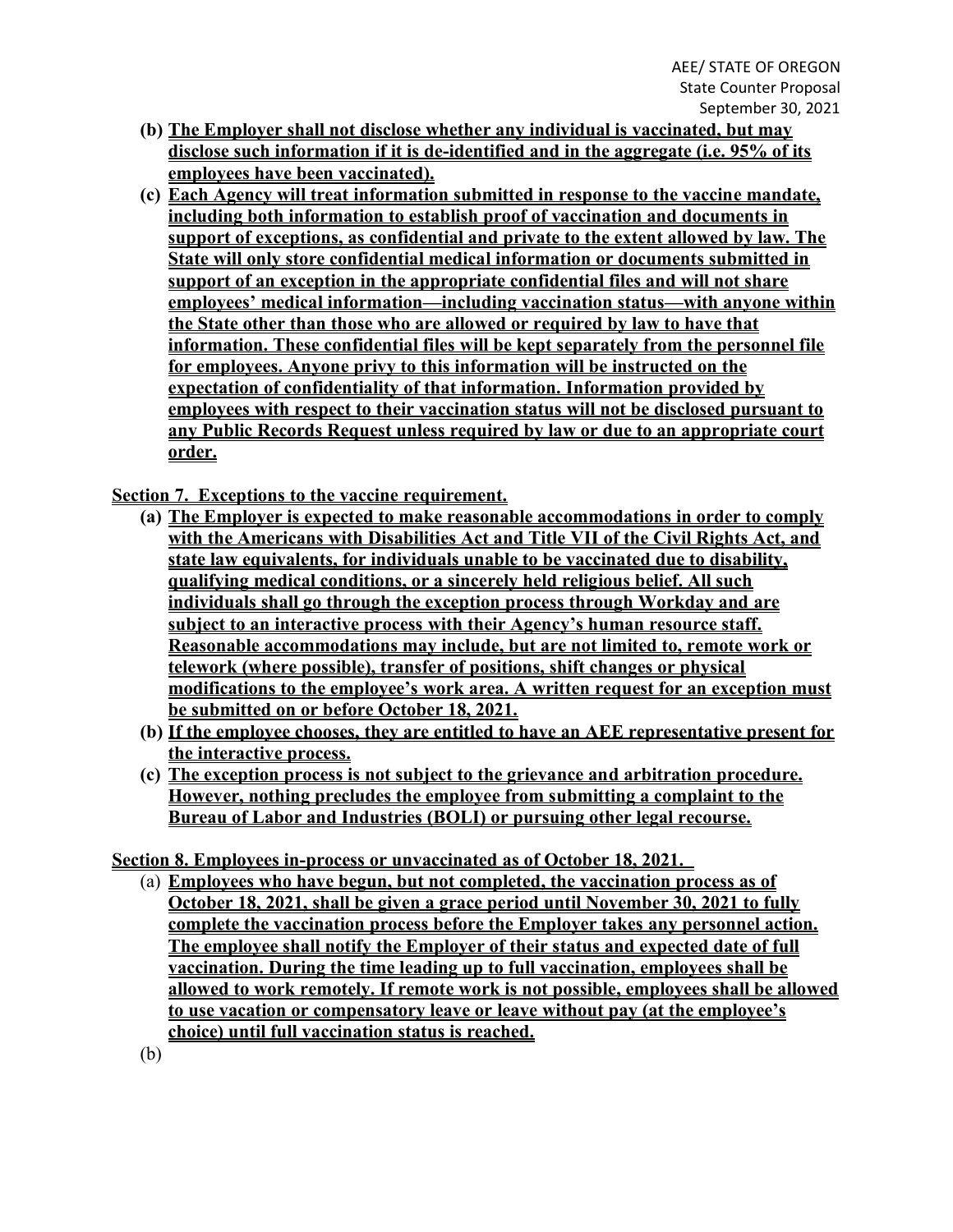**(b) The Employer shall not disclose whether any individual is vaccinated, but may disclose such information if it is de-identified and in the aggregate (i.e. 95% of its employees have been vaccinated).**

**(c) Each Agency will treat information submitted in response to the vaccine mandate, including both information to establish proof of vaccination and documents in support of exceptions, as confidential and private to the extent allowed by law. The State will only store confidential medical information or documents submitted in support of an exception in the appropriate confidential files and will not share employees' medical information—including vaccination status—with anyone within the State other than those who are allowed or required by law to have that information. These confidential files will be kept separately from the personnel file for employees. Anyone privy to this information will be instructed on the expectation of confidentiality of that information. Information provided by employees with respect to their vaccination status will not be disclosed pursuant to any Public Records Request unless required by law or due to an appropriate court order.**

**Section 7. Exceptions to the vaccine requirement.**

**(a) The Employer is expected to make reasonable accommodations in order to comply with the Americans with Disabilities Act and Title VII of the Civil Rights Act, and state law equivalents, for individuals unable to be vaccinated due to disability, qualifying medical conditions, or a sincerely held religious belief. All such individuals shall go through the exception process through Workday and are subject to an interactive process with their Agency's human resource staff. Reasonable accommodations may include, but are not limited to, remote work or telework (where possible), transfer of positions, shift changes or physical modifications to the employee's work area. A written request for an exception must be submitted on or before October 18, 2021.**

**(b) If the employee chooses, they are entitled to have an AEE representative present for the interactive process.**

**(c) The exception process is not subject to the grievance and arbitration procedure. However, nothing precludes the employee from submitting a complaint to the Bureau of Labor and Industries (BOLI) or pursuing other legal recourse.**

**Section 8. Employees in-process or unvaccinated as of October 18, 2021.**

(a) **Employees who have begun, but not completed, the vaccination process as of October 18, 2021, shall be given a grace period until November 30, 2021 to fully complete the vaccination process before the Employer takes any personnel action. The employee shall notify the Employer of their status and expected date of full vaccination. During the time leading up to full vaccination, employees shall be allowed to work remotely. If remote work is not possible, employees shall be allowed to use vacation or compensatory leave or leave without pay (at the employee's choice) until full vaccination status is reached.**

(b)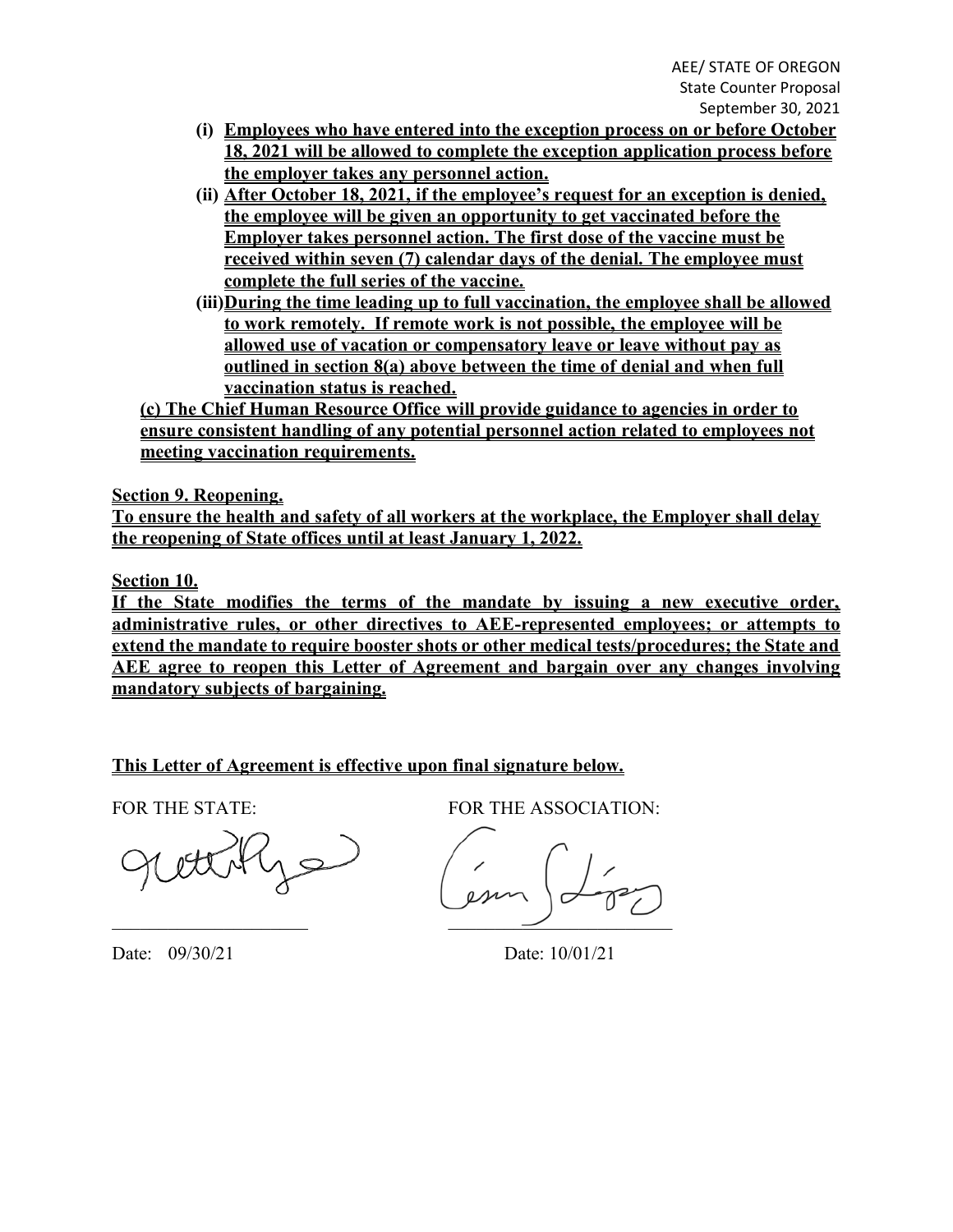**(i) Employees who have entered into the exception process on or before October 18, 2021 will be allowed to complete the exception application process before the employer takes any personnel action.**

**(ii) After October 18, 2021, if the employee's request for an exception is denied, the employee will be given an opportunity to get vaccinated before the Employer takes personnel action. The first dose of the vaccine must be received within seven (7) calendar days of the denial. The employee must complete the full series of the vaccine.**

**(iii) During the time leading up to full vaccination, the employee shall be allowed to work remotely. If remote work is not possible, the employee will be allowed use of vacation or compensatory leave or leave without pay as outlined in section 8(a) above between the time of denial and when full vaccination status is reached.**

**(c) The Chief Human Resource Office will provide guidance to agencies in order to ensure consistent handling of any potential personnel action related to employees not meeting vaccination requirements.**

**Section 9. Reopening.**

**To ensure the health and safety of all workers at the workplace, the Employer shall delay the reopening of State offices until at least January 1, 2022.**

**Section 10.**

**If the State modifies the terms of the mandate by issuing a new executive order, administrative rules, or other directives to AEE-represented employees; or attempts to extend the mandate to require booster shots or other medical tests/procedures; the State and AEE agree to reopen this Letter of Agreement and bargain over any changes involving mandatory subjects of bargaining.**

**This Letter of Agreement is effective upon final signature below.**

FOR THE STATE:

______________________

Date: 09/30/21

FOR THE ASSOCIATION:

______________________

Date: 10/01/21